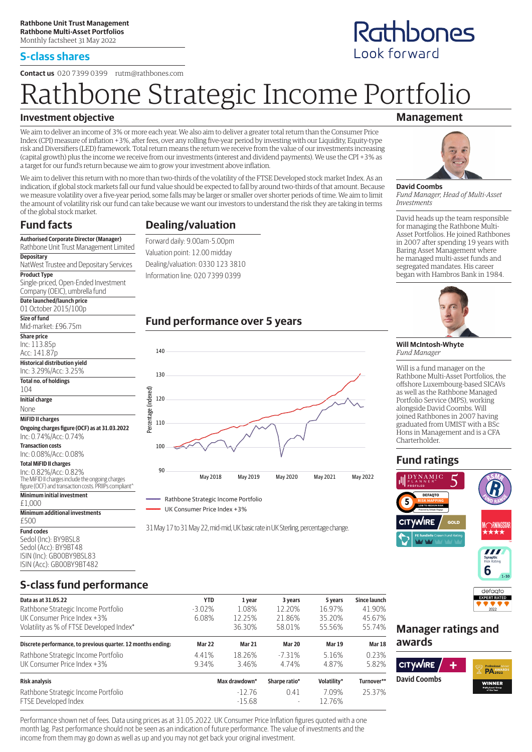**Rathbone Unit Trust Management**
**Rathbone Multi-Asset Portfolios**
Monthly factsheet 31 May 2022

## S-class shares

Rathbones
Look forward

**Contact us** 020 7399 0399 rutm@rathbones.com

# Rathbone Strategic Income Portfolio

## Investment objective

We aim to deliver an income of 3% or more each year. We also aim to deliver a greater total return than the Consumer Price Index (CPI) measure of inflation +3%, after fees, over any rolling five-year period by investing with our Liquidity, Equity-type risk and Diversifiers (LED) framework. Total return means the return we receive from the value of our investments increasing (capital growth) plus the income we receive from our investments (interest and dividend payments). We use the CPI +3% as a target for our fund's return because we aim to grow your investment above inflation.

We aim to deliver this return with no more than two-thirds of the volatility of the FTSE Developed stock market Index. As an indication, if global stock markets fall our fund value should be expected to fall by around two-thirds of that amount. Because we measure volatility over a five-year period, some falls may be larger or smaller over shorter periods of time. We aim to limit the amount of volatility risk our fund can take because we want our investors to understand the risk they are taking in terms of the global stock market.

## Fund facts

**Authorised Corporate Director (Manager)**
Rathbone Unit Trust Management Limited

**Depositary**
NatWest Trustee and Depositary Services

**Product Type**
Single-priced, Open-Ended Investment Company (OEIC), umbrella fund

**Date launched/launch price**
01 October 2015/100p

**Size of fund**
Mid-market: £96.75m

**Share price**
Inc: 113.85p
Acc: 141.87p

**Historical distribution yield**
Inc: 3.29%/Acc: 3.25%

**Total no. of holdings**
104

**Initial charge**
None

**MiFID II charges**

**Ongoing charges figure (OCF) as at 31.03.2022**
Inc: 0.74%/Acc: 0.74%

**Transaction costs**
Inc: 0.08%/Acc: 0.08%

**Total MiFID II charges**
Inc: 0.82%/Acc: 0.82%
The MiFID II charges include the ongoing charges figure (OCF) and transaction costs. PRIIPs compliant^

**Minimum initial investment**
£1,000

**Minimum additional investments**
£500

**Fund codes**
Sedol (Inc): BY9BSL8
Sedol (Acc): BY9BT48
ISIN (Inc): GB00BY9BSL83
ISIN (Acc): GB00BY9BT482

## Dealing/valuation

Forward daily: 9.00am-5.00pm
Valuation point: 12.00 midday
Dealing/valuation: 0330 123 3810
Information line: 020 7399 0399

## Fund performance over 5 years

Rathbone Strategic Income Portfolio
UK Consumer Price Index +3%

31 May 17 to 31 May 22, mid-mid, UK basic rate in UK Sterling, percentage change.

## S-class fund performance

| Data as at 31.05.22 | YTD | 1 year | 3 years | 5 years | Since launch |
|---|---|---|---|---|---|
| Rathbone Strategic Income Portfolio | -3.02% | 1.08% | 12.20% | 16.97% | 41.90% |
| UK Consumer Price Index +3% | 6.08% | 12.25% | 21.86% | 35.20% | 45.67% |
| Volatility as % of FTSE Developed Index* | | 36.30% | 58.01% | 55.56% | 55.74% |

| Discrete performance, to previous quarter. 12 months ending: | Mar 22 | Mar 21 | Mar 20 | Mar 19 | Mar 18 |
|---|---|---|---|---|---|
| Rathbone Strategic Income Portfolio | 4.41% | 18.26% | -7.31% | 5.16% | 0.23% |
| UK Consumer Price Index +3% | 9.34% | 3.46% | 4.74% | 4.87% | 5.82% |

| Risk analysis | Max drawdown* | Sharpe ratio* | Volatility* | Turnover** |
|---|---|---|---|---|
| Rathbone Strategic Income Portfolio | -12.76 | 0.41 | 7.09% | 25.37% |
| FTSE Developed Index | -15.68 | - | 12.76% | |

Performance shown net of fees. Data using prices as at 31.05.2022. UK Consumer Price Inflation figures quoted with a one month lag. Past performance should not be seen as an indication of future performance. The value of investments and the income from them may go down as well as up and you may not get back your original investment.

## Management

**David Coombs**
*Fund Manager, Head of Multi-Asset Investments*

David heads up the team responsible for managing the Rathbone Multi-Asset Portfolios. He joined Rathbones in 2007 after spending 19 years with Baring Asset Management where he managed multi-asset funds and segregated mandates. His career began with Hambros Bank in 1984.

**Will McIntosh-Whyte**
*Fund Manager*

Will is a fund manager on the Rathbone Multi-Asset Portfolios, the offshore Luxembourg-based SICAVs as well as the Rathbone Managed Portfolio Service (MPS), working alongside David Coombs. Will joined Rathbones in 2007 having graduated from UMIST with a BSc Hons in Management and is a CFA Charterholder.

## Fund ratings

## Manager ratings and awards

David Coombs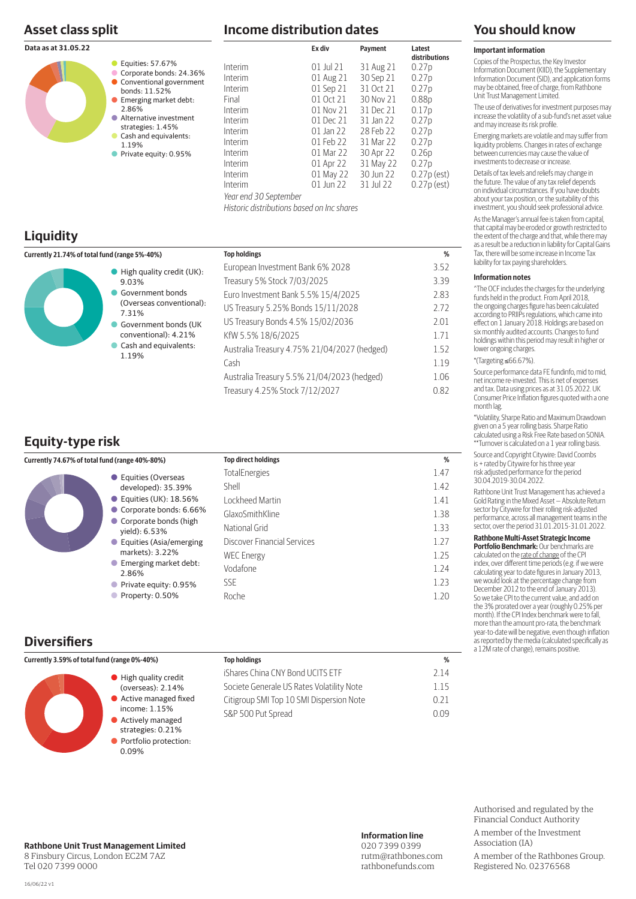## Asset class split

**Data as at 31.05.22**

- Equities: 57.67%
- Corporate bonds: 24.36%
- Conventional government bonds: 11.52%
- Emerging market debt: 2.86%
- Alternative investment strategies: 1.45%
- Cash and equivalents: 1.19%
- Private equity: 0.95%

## Income distribution dates

| | Ex div | Payment | Latest distributions |
|---|---|---|---|
| Interim | 01 Jul 21 | 31 Aug 21 | 0.27p |
| Interim | 01 Aug 21 | 30 Sep 21 | 0.27p |
| Interim | 01 Sep 21 | 31 Oct 21 | 0.27p |
| Final | 01 Oct 21 | 30 Nov 21 | 0.88p |
| Interim | 01 Nov 21 | 31 Dec 21 | 0.17p |
| Interim | 01 Dec 21 | 31 Jan 22 | 0.27p |
| Interim | 01 Jan 22 | 28 Feb 22 | 0.27p |
| Interim | 01 Feb 22 | 31 Mar 22 | 0.27p |
| Interim | 01 Mar 22 | 30 Apr 22 | 0.26p |
| Interim | 01 Apr 22 | 31 May 22 | 0.27p |
| Interim | 01 May 22 | 30 Jun 22 | 0.27p (est) |
| Interim | 01 Jun 22 | 31 Jul 22 | 0.27p (est) |

*Year end 30 September*

*Historic distributions based on Inc shares*

## Liquidity

**Currently 21.74% of total fund (range 5%-40%)**

- High quality credit (UK): 9.03%
- Government bonds (Overseas conventional): 7.31%
- Government bonds (UK conventional): 4.21%
- Cash and equivalents: 1.19%

| Top holdings | % |
|---|---|
| European Investment Bank 6% 2028 | 3.52 |
| Treasury 5% Stock 7/03/2025 | 3.39 |
| Euro Investment Bank 5.5% 15/4/2025 | 2.83 |
| US Treasury 5.25% Bonds 15/11/2028 | 2.72 |
| US Treasury Bonds 4.5% 15/02/2036 | 2.01 |
| KfW 5.5% 18/6/2025 | 1.71 |
| Australia Treasury 4.75% 21/04/2027 (hedged) | 1.52 |
| Cash | 1.19 |
| Australia Treasury 5.5% 21/04/2023 (hedged) | 1.06 |
| Treasury 4.25% Stock 7/12/2027 | 0.82 |

## Equity-type risk

**Currently 74.67% of total fund (range 40%-80%)**

- Equities (Overseas developed): 35.39%
- Equities (UK): 18.56%
- Corporate bonds: 6.66%
- Corporate bonds (high yield): 6.53%
- Equities (Asia/emerging markets): 3.22%
- Emerging market debt: 2.86%
- Private equity: 0.95%
- Property: 0.50%

| Top direct holdings | % |
|---|---|
| TotalEnergies | 1.47 |
| Shell | 1.42 |
| Lockheed Martin | 1.41 |
| GlaxoSmithKline | 1.38 |
| National Grid | 1.33 |
| Discover Financial Services | 1.27 |
| WEC Energy | 1.25 |
| Vodafone | 1.24 |
| SSE | 1.23 |
| Roche | 1.20 |

## Diversifiers

**Currently 3.59% of total fund (range 0%-40%)**

- High quality credit (overseas): 2.14%
- Active managed fixed income: 1.15%
- Actively managed strategies: 0.21%
- Portfolio protection: 0.09%

| Top holdings | % |
|---|---|
| iShares China CNY Bond UCITS ETF | 2.14 |
| Societe Generale US Rates Volatility Note | 1.15 |
| Citigroup SMI Top 10 SMI Dispersion Note | 0.21 |
| S&P 500 Put Spread | 0.09 |

## You should know

### Important information

Copies of the Prospectus, the Key Investor Information Document (KIID), the Supplementary Information Document (SID), and application forms may be obtained, free of charge, from Rathbone Unit Trust Management Limited.

The use of derivatives for investment purposes may increase the volatility of a sub-fund's net asset value and may increase its risk profile.

Emerging markets are volatile and may suffer from liquidity problems. Changes in rates of exchange between currencies may cause the value of investments to decrease or increase.

Details of tax levels and reliefs may change in the future. The value of any tax relief depends on individual circumstances. If you have doubts about your tax position, or the suitability of this investment, you should seek professional advice.

As the Manager's annual fee is taken from capital, that capital may be eroded or growth restricted to the extent of the charge and that, while there may as a result be a reduction in liability for Capital Gains Tax, there will be some increase in Income Tax liability for tax paying shareholders.

### Information notes

^The OCF includes the charges for the underlying funds held in the product. From April 2018, the ongoing charges figure has been calculated according to PRIIPs regulations, which came into effect on 1 January 2018. Holdings are based on six monthly audited accounts. Changes to fund holdings within this period may result in higher or lower ongoing charges.

*(Targeting ≤66.67%).

Source performance data FE fundinfo, mid to mid, net income re-invested. This is net of expenses and tax. Data using prices as at 31.05.2022. UK Consumer Price Inflation figures quoted with a one month lag.

*Volatility, Sharpe Ratio and Maximum Drawdown given on a 5 year rolling basis. Sharpe Ratio calculated using a Risk Free Rate based on SONIA. **Turnover is calculated on a 1 year rolling basis.

Source and Copyright Citywire: David Coombs is + rated by Citywire for his three year risk adjusted performance for the period 30.04.2019-30.04.2022.

Rathbone Unit Trust Management has achieved a Gold Rating in the Mixed Asset – Absolute Return sector by Citywire for their rolling risk-adjusted performance, across all management teams in the sector, over the period 31.01.2015-31.01.2022.

**Rathbone Multi-Asset Strategic Income Portfolio Benchmark:** Our benchmarks are calculated on the rate of change of the CPI index, over different time periods (e.g. if we were calculating year to date figures in January 2013, we would look at the percentage change from December 2012 to the end of January 2013). So we take CPI to the current value, and add on the 3% prorated over a year (roughly 0.25% per month). If the CPI Index benchmark were to fall, more than the amount pro-rata, the benchmark year-to-date will be negative, even though inflation as reported by the media (calculated specifically as a 12M rate of change), remains positive.

**Rathbone Unit Trust Management Limited**
8 Finsbury Circus, London EC2M 7AZ
Tel 020 7399 0000

**Information line**
020 7399 0399
rutm@rathbones.com
rathbonefunds.com

Authorised and regulated by the Financial Conduct Authority

A member of the Investment Association (IA)

A member of the Rathbones Group. Registered No. 02376568

16/06/22 v1